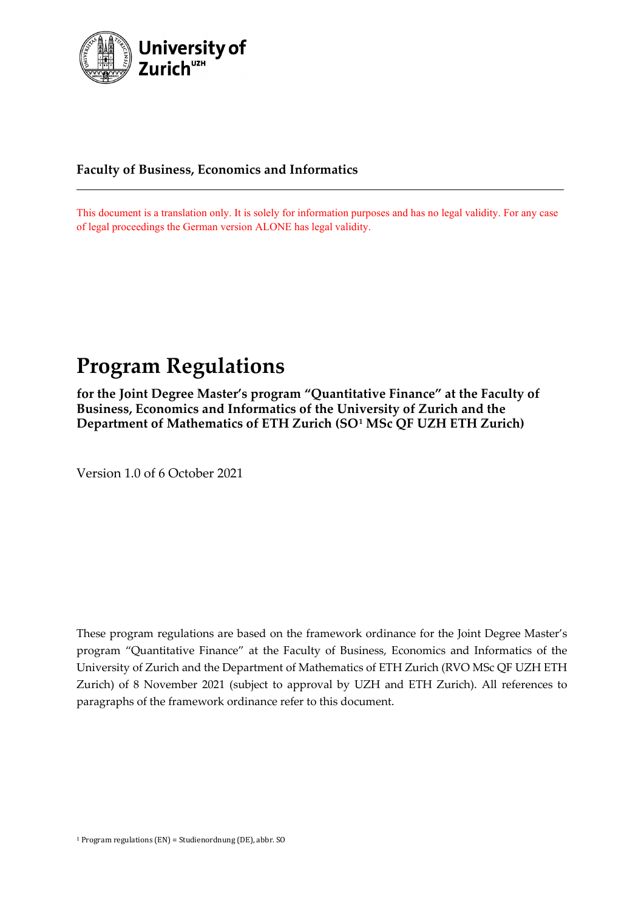**Faculty of Business, Economics and Informatics**

---

This document is a translation only. It is solely for information purposes and has no legal validity. For any case of legal proceedings the German version ALONE has legal validity.

# Program Regulations

**for the Joint Degree Master's program "Quantitative Finance" at the Faculty of Business, Economics and Informatics of the University of Zurich and the Department of Mathematics of ETH Zurich (SO[1] MSc QF UZH ETH Zurich)**

Version 1.0 of 6 October 2021

These program regulations are based on the framework ordinance for the Joint Degree Master's program "Quantitative Finance" at the Faculty of Business, Economics and Informatics of the University of Zurich and the Department of Mathematics of ETH Zurich (RVO MSc QF UZH ETH Zurich) of 8 November 2021 (subject to approval by UZH and ETH Zurich). All references to paragraphs of the framework ordinance refer to this document.

[1] Program regulations (EN) = Studienordnung (DE), abbr. SO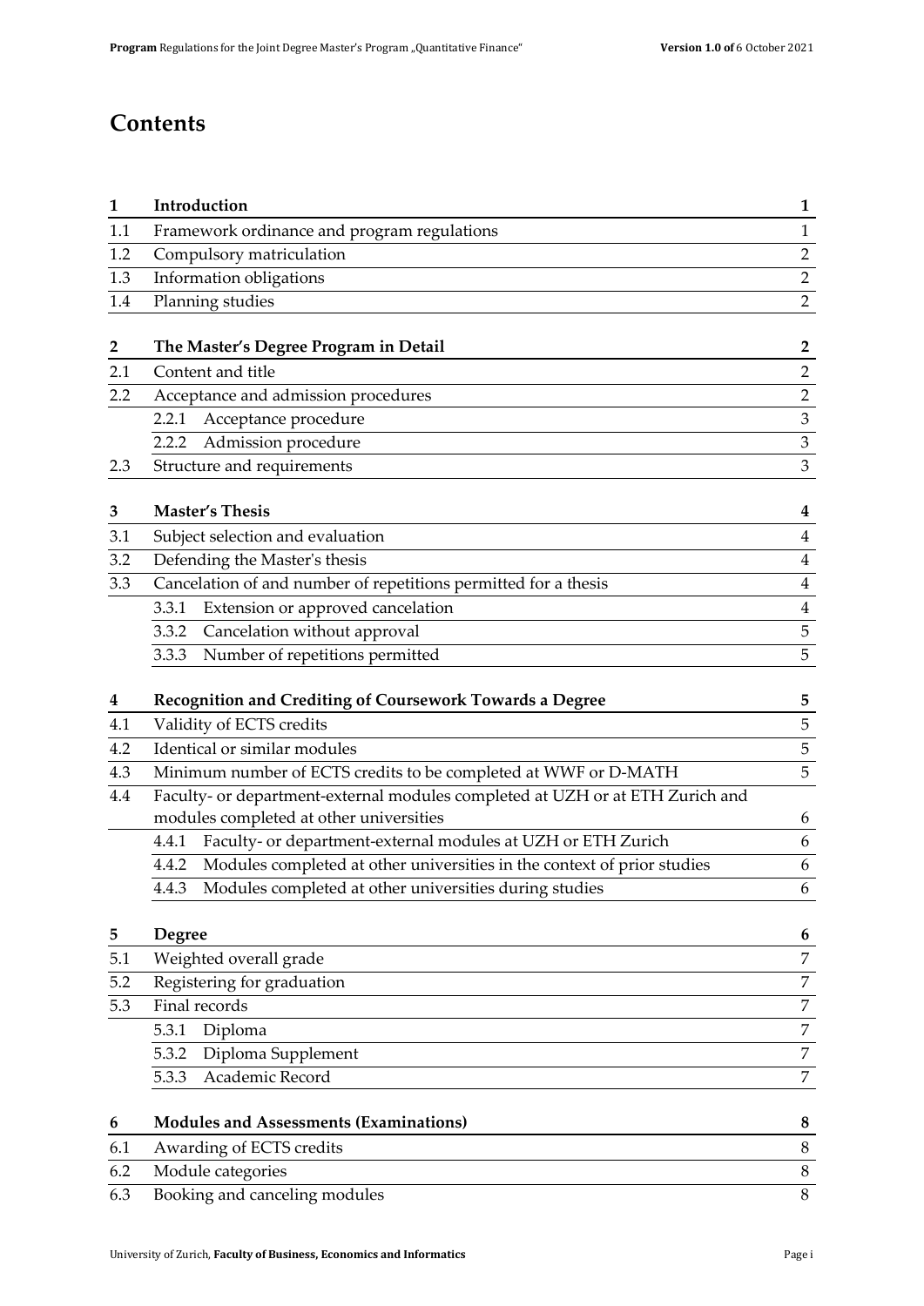# Contents

| | | |
|---|---|---|
| **1** | **Introduction** | **1** |
| 1.1 | Framework ordinance and program regulations | 1 |
| 1.2 | Compulsory matriculation | 2 |
| 1.3 | Information obligations | 2 |
| 1.4 | Planning studies | 2 |
| **2** | **The Master's Degree Program in Detail** | **2** |
| 2.1 | Content and title | 2 |
| 2.2 | Acceptance and admission procedures | 2 |
| | 2.2.1 Acceptance procedure | 3 |
| | 2.2.2 Admission procedure | 3 |
| 2.3 | Structure and requirements | 3 |
| **3** | **Master's Thesis** | **4** |
| 3.1 | Subject selection and evaluation | 4 |
| 3.2 | Defending the Master's thesis | 4 |
| 3.3 | Cancelation of and number of repetitions permitted for a thesis | 4 |
| | 3.3.1 Extension or approved cancelation | 4 |
| | 3.3.2 Cancelation without approval | 5 |
| | 3.3.3 Number of repetitions permitted | 5 |
| **4** | **Recognition and Crediting of Coursework Towards a Degree** | **5** |
| 4.1 | Validity of ECTS credits | 5 |
| 4.2 | Identical or similar modules | 5 |
| 4.3 | Minimum number of ECTS credits to be completed at WWF or D-MATH | 5 |
| 4.4 | Faculty- or department-external modules completed at UZH or at ETH Zurich and modules completed at other universities | 6 |
| | 4.4.1 Faculty- or department-external modules at UZH or ETH Zurich | 6 |
| | 4.4.2 Modules completed at other universities in the context of prior studies | 6 |
| | 4.4.3 Modules completed at other universities during studies | 6 |
| **5** | **Degree** | **6** |
| 5.1 | Weighted overall grade | 7 |
| 5.2 | Registering for graduation | 7 |
| 5.3 | Final records | 7 |
| | 5.3.1 Diploma | 7 |
| | 5.3.2 Diploma Supplement | 7 |
| | 5.3.3 Academic Record | 7 |
| **6** | **Modules and Assessments (Examinations)** | **8** |
| 6.1 | Awarding of ECTS credits | 8 |
| 6.2 | Module categories | 8 |
| 6.3 | Booking and canceling modules | 8 |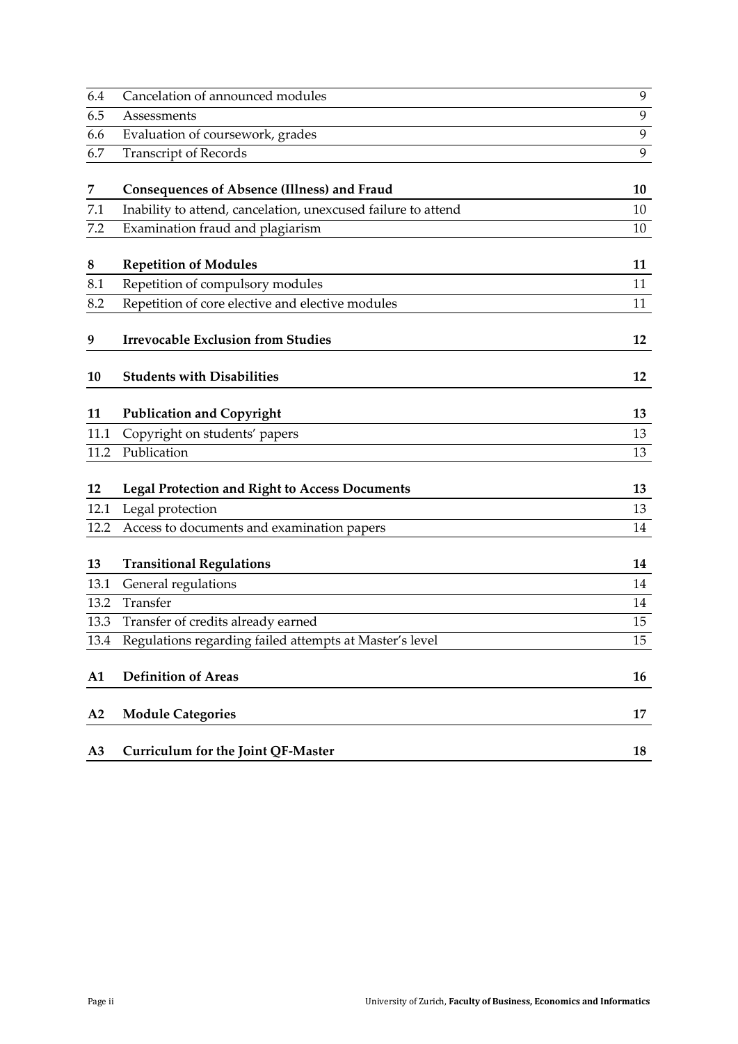| | | |
|---|---|---|
| 6.4 | Cancelation of announced modules | 9 |
| 6.5 | Assessments | 9 |
| 6.6 | Evaluation of coursework, grades | 9 |
| 6.7 | Transcript of Records | 9 |
| **7** | **Consequences of Absence (Illness) and Fraud** | **10** |
| 7.1 | Inability to attend, cancelation, unexcused failure to attend | 10 |
| 7.2 | Examination fraud and plagiarism | 10 |
| **8** | **Repetition of Modules** | **11** |
| 8.1 | Repetition of compulsory modules | 11 |
| 8.2 | Repetition of core elective and elective modules | 11 |
| **9** | **Irrevocable Exclusion from Studies** | **12** |
| **10** | **Students with Disabilities** | **12** |
| **11** | **Publication and Copyright** | **13** |
| 11.1 | Copyright on students' papers | 13 |
| 11.2 | Publication | 13 |
| **12** | **Legal Protection and Right to Access Documents** | **13** |
| 12.1 | Legal protection | 13 |
| 12.2 | Access to documents and examination papers | 14 |
| **13** | **Transitional Regulations** | **14** |
| 13.1 | General regulations | 14 |
| 13.2 | Transfer | 14 |
| 13.3 | Transfer of credits already earned | 15 |
| 13.4 | Regulations regarding failed attempts at Master's level | 15 |
| **A1** | **Definition of Areas** | **16** |
| **A2** | **Module Categories** | **17** |
| **A3** | **Curriculum for the Joint QF-Master** | **18** |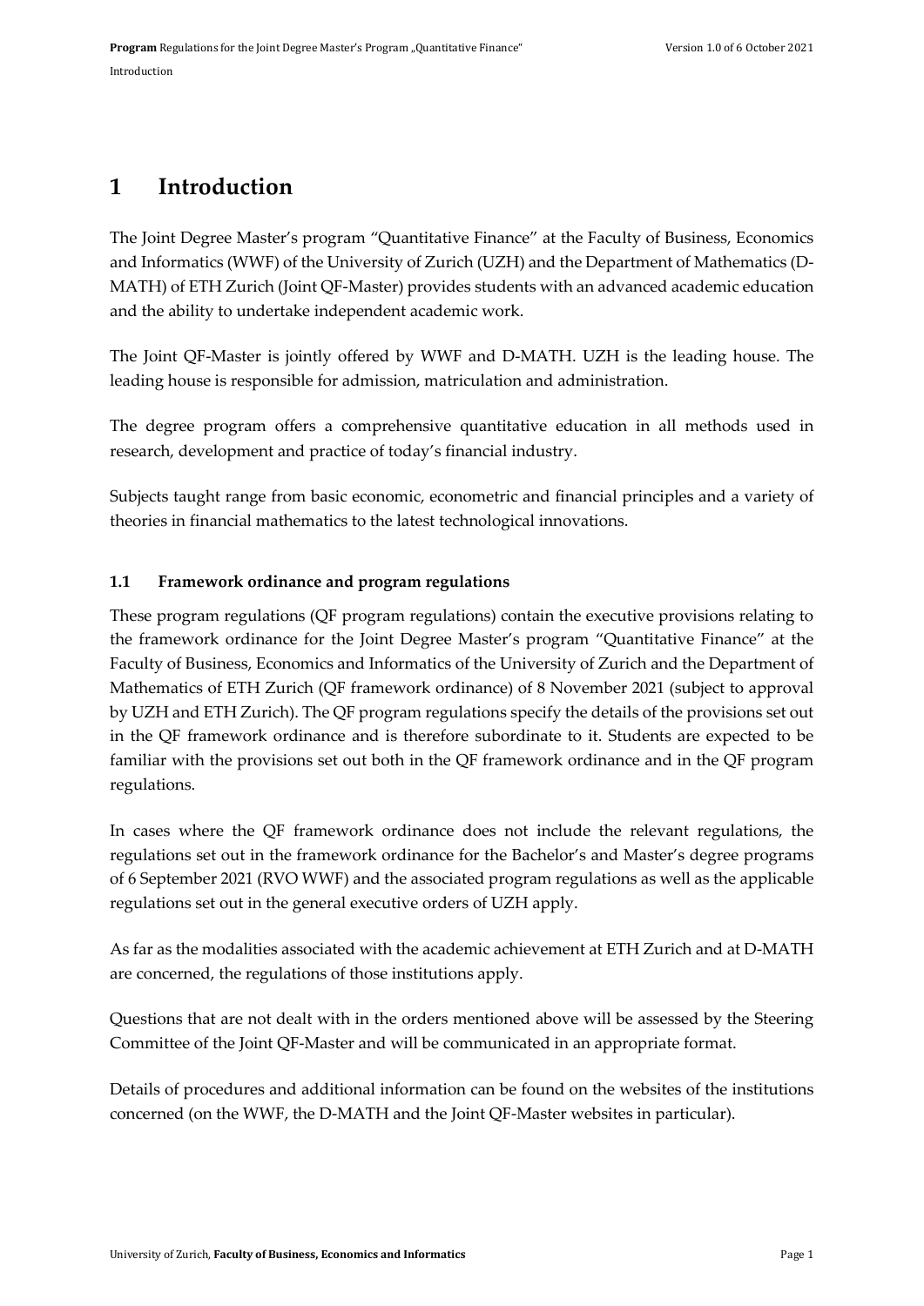# 1 Introduction

The Joint Degree Master's program "Quantitative Finance" at the Faculty of Business, Economics and Informatics (WWF) of the University of Zurich (UZH) and the Department of Mathematics (D-MATH) of ETH Zurich (Joint QF-Master) provides students with an advanced academic education and the ability to undertake independent academic work.

The Joint QF-Master is jointly offered by WWF and D-MATH. UZH is the leading house. The leading house is responsible for admission, matriculation and administration.

The degree program offers a comprehensive quantitative education in all methods used in research, development and practice of today's financial industry.

Subjects taught range from basic economic, econometric and financial principles and a variety of theories in financial mathematics to the latest technological innovations.

### 1.1 Framework ordinance and program regulations

These program regulations (QF program regulations) contain the executive provisions relating to the framework ordinance for the Joint Degree Master's program "Quantitative Finance" at the Faculty of Business, Economics and Informatics of the University of Zurich and the Department of Mathematics of ETH Zurich (QF framework ordinance) of 8 November 2021 (subject to approval by UZH and ETH Zurich). The QF program regulations specify the details of the provisions set out in the QF framework ordinance and is therefore subordinate to it. Students are expected to be familiar with the provisions set out both in the QF framework ordinance and in the QF program regulations.

In cases where the QF framework ordinance does not include the relevant regulations, the regulations set out in the framework ordinance for the Bachelor's and Master's degree programs of 6 September 2021 (RVO WWF) and the associated program regulations as well as the applicable regulations set out in the general executive orders of UZH apply.

As far as the modalities associated with the academic achievement at ETH Zurich and at D-MATH are concerned, the regulations of those institutions apply.

Questions that are not dealt with in the orders mentioned above will be assessed by the Steering Committee of the Joint QF-Master and will be communicated in an appropriate format.

Details of procedures and additional information can be found on the websites of the institutions concerned (on the WWF, the D-MATH and the Joint QF-Master websites in particular).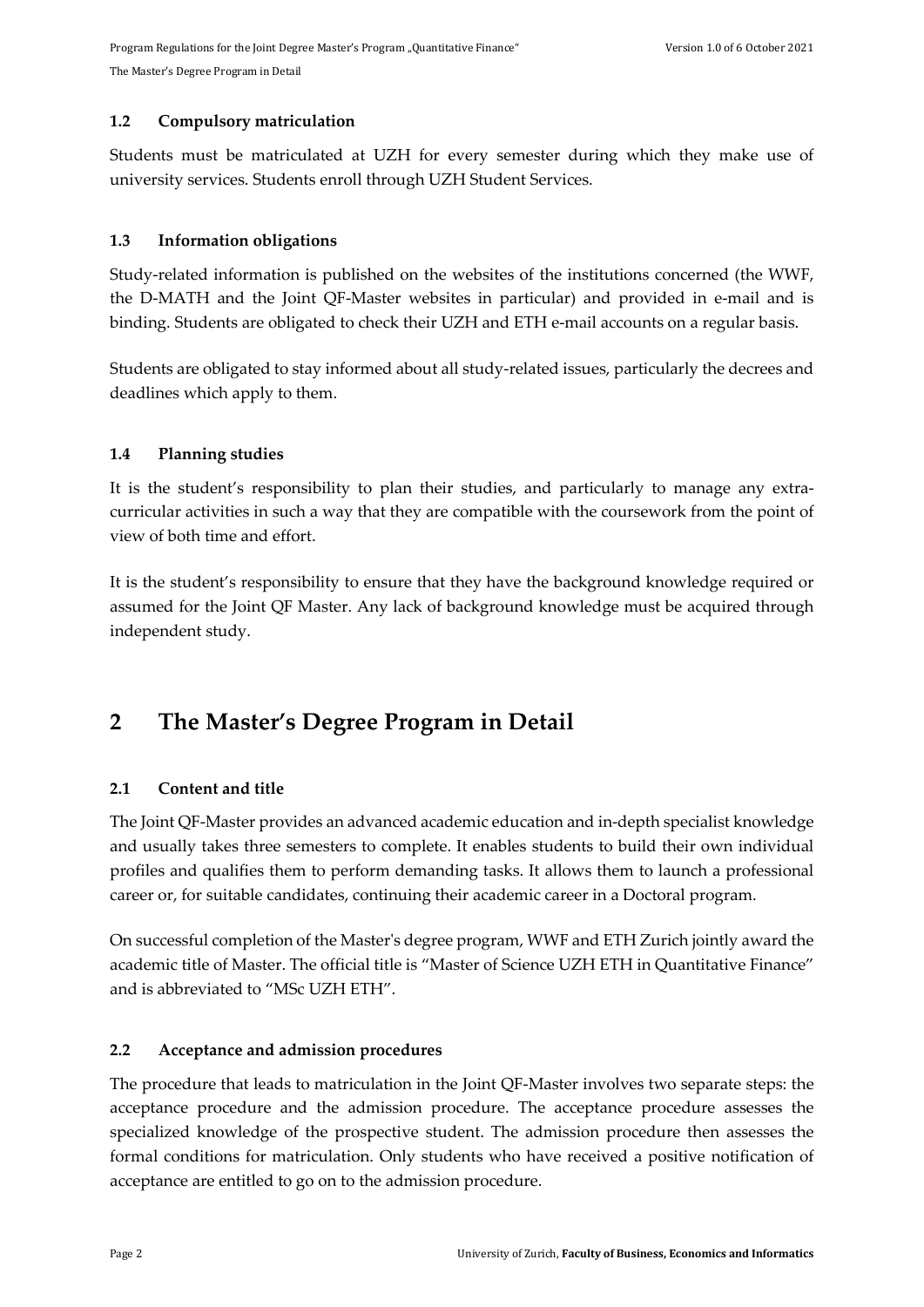### 1.2 Compulsory matriculation

Students must be matriculated at UZH for every semester during which they make use of university services. Students enroll through UZH Student Services.

### 1.3 Information obligations

Study-related information is published on the websites of the institutions concerned (the WWF, the D-MATH and the Joint QF-Master websites in particular) and provided in e-mail and is binding. Students are obligated to check their UZH and ETH e-mail accounts on a regular basis.

Students are obligated to stay informed about all study-related issues, particularly the decrees and deadlines which apply to them.

### 1.4 Planning studies

It is the student's responsibility to plan their studies, and particularly to manage any extra-curricular activities in such a way that they are compatible with the coursework from the point of view of both time and effort.

It is the student's responsibility to ensure that they have the background knowledge required or assumed for the Joint QF Master. Any lack of background knowledge must be acquired through independent study.

## 2 The Master's Degree Program in Detail

### 2.1 Content and title

The Joint QF-Master provides an advanced academic education and in-depth specialist knowledge and usually takes three semesters to complete. It enables students to build their own individual profiles and qualifies them to perform demanding tasks. It allows them to launch a professional career or, for suitable candidates, continuing their academic career in a Doctoral program.

On successful completion of the Master's degree program, WWF and ETH Zurich jointly award the academic title of Master. The official title is "Master of Science UZH ETH in Quantitative Finance" and is abbreviated to "MSc UZH ETH".

### 2.2 Acceptance and admission procedures

The procedure that leads to matriculation in the Joint QF-Master involves two separate steps: the acceptance procedure and the admission procedure. The acceptance procedure assesses the specialized knowledge of the prospective student. The admission procedure then assesses the formal conditions for matriculation. Only students who have received a positive notification of acceptance are entitled to go on to the admission procedure.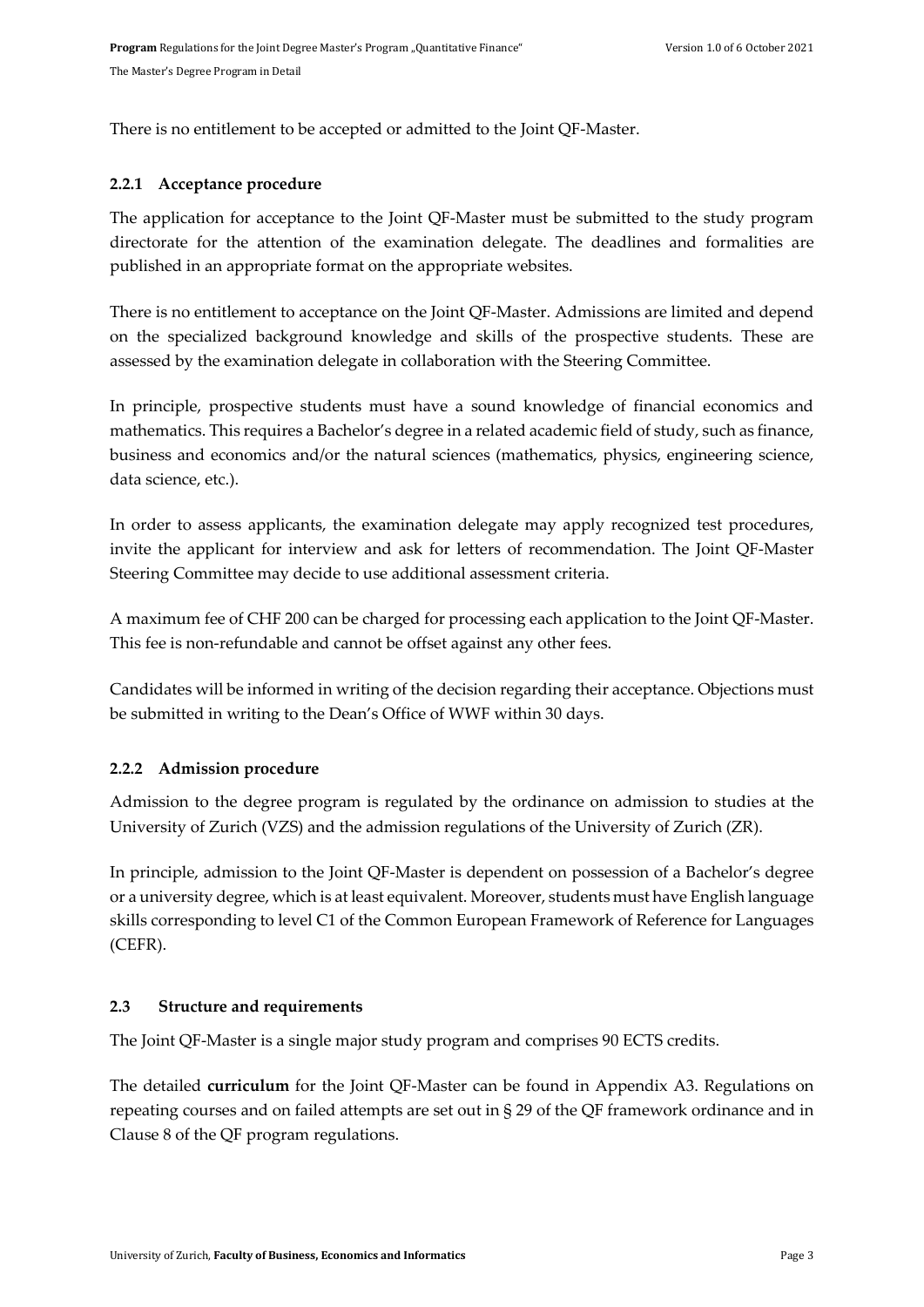There is no entitlement to be accepted or admitted to the Joint QF-Master.

### 2.2.1 Acceptance procedure

The application for acceptance to the Joint QF-Master must be submitted to the study program directorate for the attention of the examination delegate. The deadlines and formalities are published in an appropriate format on the appropriate websites.

There is no entitlement to acceptance on the Joint QF-Master. Admissions are limited and depend on the specialized background knowledge and skills of the prospective students. These are assessed by the examination delegate in collaboration with the Steering Committee.

In principle, prospective students must have a sound knowledge of financial economics and mathematics. This requires a Bachelor's degree in a related academic field of study, such as finance, business and economics and/or the natural sciences (mathematics, physics, engineering science, data science, etc.).

In order to assess applicants, the examination delegate may apply recognized test procedures, invite the applicant for interview and ask for letters of recommendation. The Joint QF-Master Steering Committee may decide to use additional assessment criteria.

A maximum fee of CHF 200 can be charged for processing each application to the Joint QF-Master. This fee is non-refundable and cannot be offset against any other fees.

Candidates will be informed in writing of the decision regarding their acceptance. Objections must be submitted in writing to the Dean's Office of WWF within 30 days.

### 2.2.2 Admission procedure

Admission to the degree program is regulated by the ordinance on admission to studies at the University of Zurich (VZS) and the admission regulations of the University of Zurich (ZR).

In principle, admission to the Joint QF-Master is dependent on possession of a Bachelor's degree or a university degree, which is at least equivalent. Moreover, students must have English language skills corresponding to level C1 of the Common European Framework of Reference for Languages (CEFR).

## 2.3 Structure and requirements

The Joint QF-Master is a single major study program and comprises 90 ECTS credits.

The detailed **curriculum** for the Joint QF-Master can be found in Appendix A3. Regulations on repeating courses and on failed attempts are set out in § 29 of the QF framework ordinance and in Clause 8 of the QF program regulations.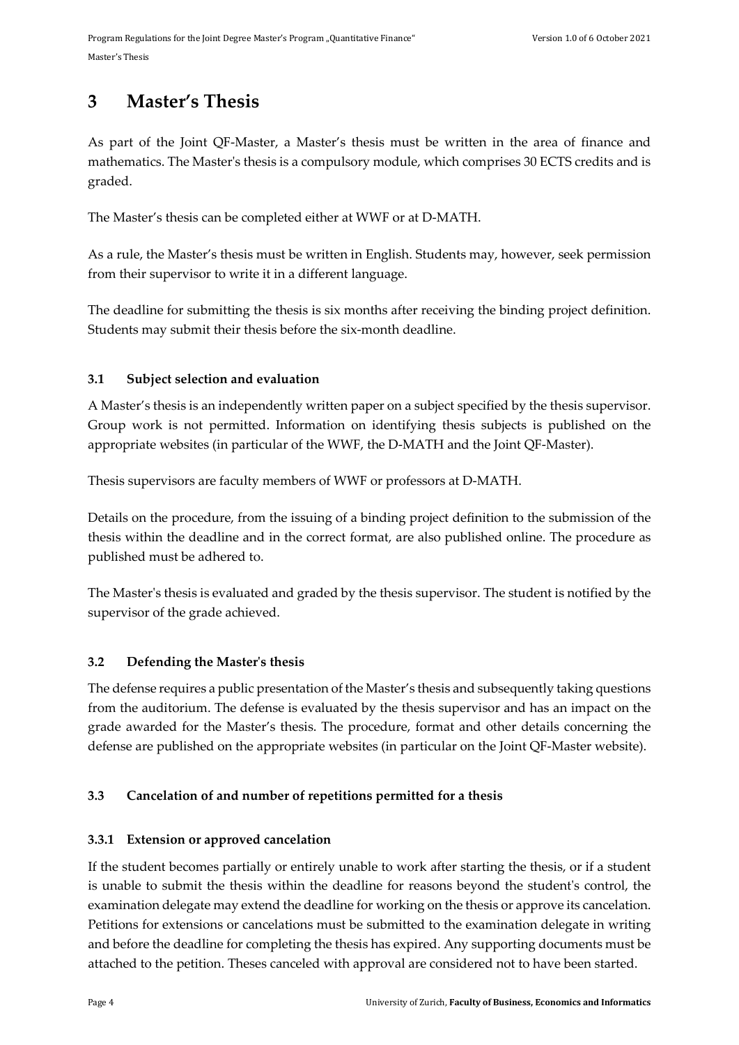# 3 Master's Thesis

As part of the Joint QF-Master, a Master's thesis must be written in the area of finance and mathematics. The Master's thesis is a compulsory module, which comprises 30 ECTS credits and is graded.

The Master's thesis can be completed either at WWF or at D-MATH.

As a rule, the Master's thesis must be written in English. Students may, however, seek permission from their supervisor to write it in a different language.

The deadline for submitting the thesis is six months after receiving the binding project definition. Students may submit their thesis before the six-month deadline.

## 3.1 Subject selection and evaluation

A Master's thesis is an independently written paper on a subject specified by the thesis supervisor. Group work is not permitted. Information on identifying thesis subjects is published on the appropriate websites (in particular of the WWF, the D-MATH and the Joint QF-Master).

Thesis supervisors are faculty members of WWF or professors at D-MATH.

Details on the procedure, from the issuing of a binding project definition to the submission of the thesis within the deadline and in the correct format, are also published online. The procedure as published must be adhered to.

The Master's thesis is evaluated and graded by the thesis supervisor. The student is notified by the supervisor of the grade achieved.

## 3.2 Defending the Master's thesis

The defense requires a public presentation of the Master's thesis and subsequently taking questions from the auditorium. The defense is evaluated by the thesis supervisor and has an impact on the grade awarded for the Master's thesis. The procedure, format and other details concerning the defense are published on the appropriate websites (in particular on the Joint QF-Master website).

## 3.3 Cancelation of and number of repetitions permitted for a thesis

### 3.3.1 Extension or approved cancelation

If the student becomes partially or entirely unable to work after starting the thesis, or if a student is unable to submit the thesis within the deadline for reasons beyond the student's control, the examination delegate may extend the deadline for working on the thesis or approve its cancelation. Petitions for extensions or cancelations must be submitted to the examination delegate in writing and before the deadline for completing the thesis has expired. Any supporting documents must be attached to the petition. Theses canceled with approval are considered not to have been started.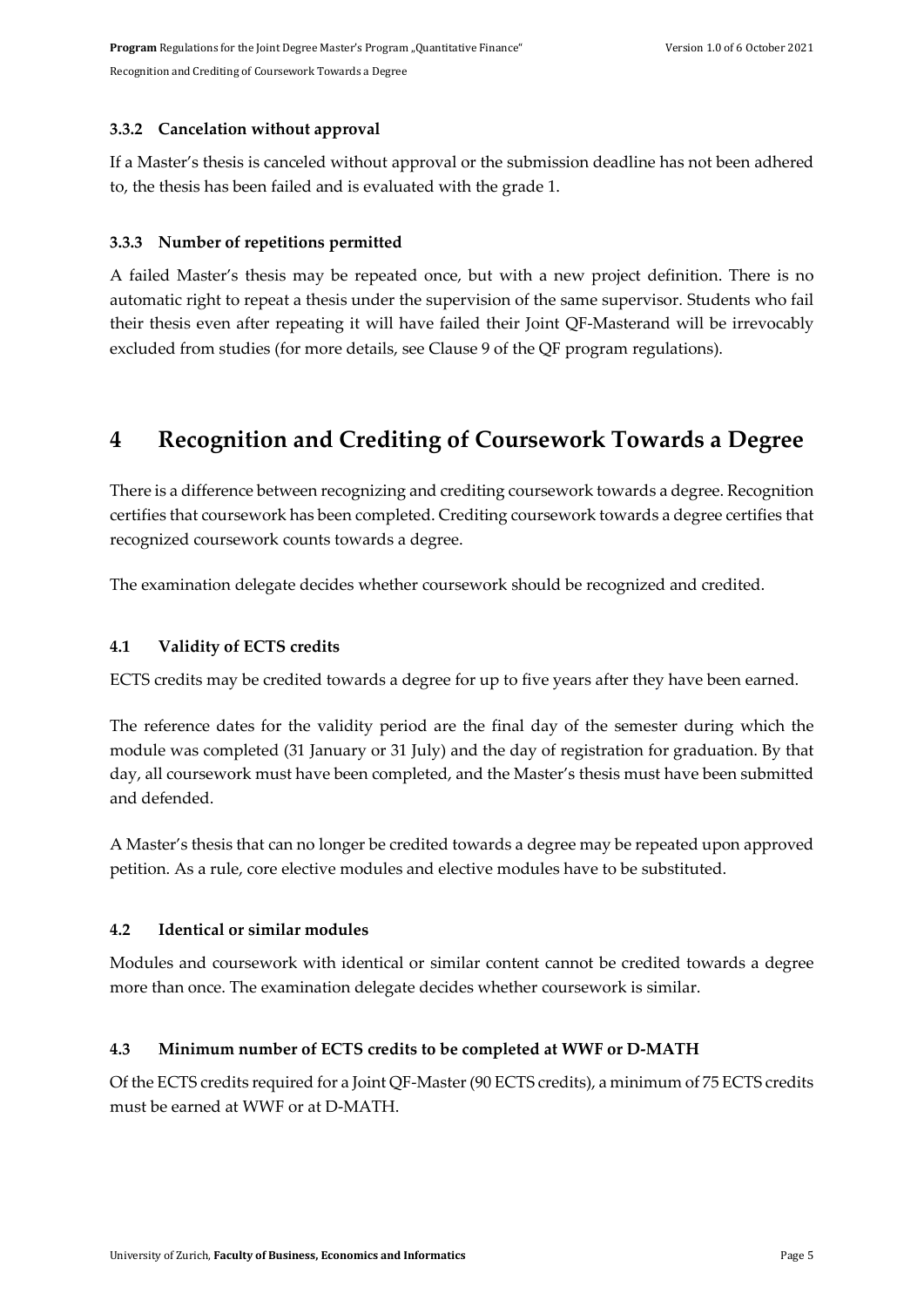### 3.3.2 Cancelation without approval

If a Master's thesis is canceled without approval or the submission deadline has not been adhered to, the thesis has been failed and is evaluated with the grade 1.

### 3.3.3 Number of repetitions permitted

A failed Master's thesis may be repeated once, but with a new project definition. There is no automatic right to repeat a thesis under the supervision of the same supervisor. Students who fail their thesis even after repeating it will have failed their Joint QF-Masterand will be irrevocably excluded from studies (for more details, see Clause 9 of the QF program regulations).

# 4 Recognition and Crediting of Coursework Towards a Degree

There is a difference between recognizing and crediting coursework towards a degree. Recognition certifies that coursework has been completed. Crediting coursework towards a degree certifies that recognized coursework counts towards a degree.

The examination delegate decides whether coursework should be recognized and credited.

## 4.1 Validity of ECTS credits

ECTS credits may be credited towards a degree for up to five years after they have been earned.

The reference dates for the validity period are the final day of the semester during which the module was completed (31 January or 31 July) and the day of registration for graduation. By that day, all coursework must have been completed, and the Master's thesis must have been submitted and defended.

A Master's thesis that can no longer be credited towards a degree may be repeated upon approved petition. As a rule, core elective modules and elective modules have to be substituted.

## 4.2 Identical or similar modules

Modules and coursework with identical or similar content cannot be credited towards a degree more than once. The examination delegate decides whether coursework is similar.

## 4.3 Minimum number of ECTS credits to be completed at WWF or D-MATH

Of the ECTS credits required for a Joint QF-Master (90 ECTS credits), a minimum of 75 ECTS credits must be earned at WWF or at D-MATH.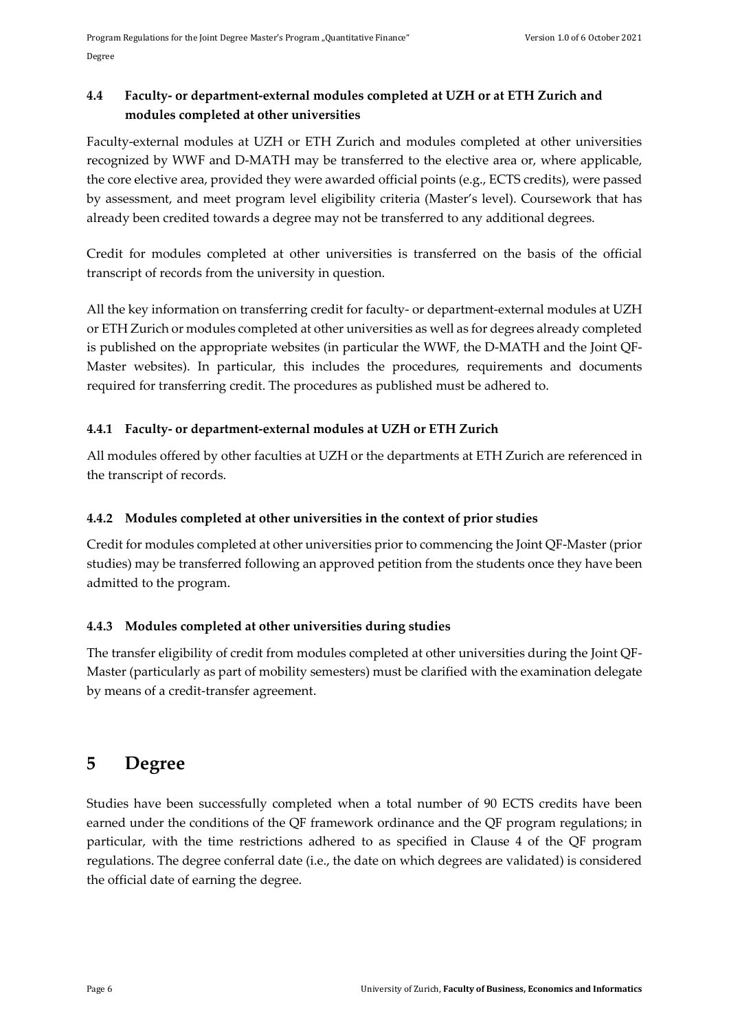### 4.4 Faculty- or department-external modules completed at UZH or at ETH Zurich and modules completed at other universities

Faculty-external modules at UZH or ETH Zurich and modules completed at other universities recognized by WWF and D-MATH may be transferred to the elective area or, where applicable, the core elective area, provided they were awarded official points (e.g., ECTS credits), were passed by assessment, and meet program level eligibility criteria (Master's level). Coursework that has already been credited towards a degree may not be transferred to any additional degrees.

Credit for modules completed at other universities is transferred on the basis of the official transcript of records from the university in question.

All the key information on transferring credit for faculty- or department-external modules at UZH or ETH Zurich or modules completed at other universities as well as for degrees already completed is published on the appropriate websites (in particular the WWF, the D-MATH and the Joint QF-Master websites). In particular, this includes the procedures, requirements and documents required for transferring credit. The procedures as published must be adhered to.

#### 4.4.1 Faculty- or department-external modules at UZH or ETH Zurich

All modules offered by other faculties at UZH or the departments at ETH Zurich are referenced in the transcript of records.

#### 4.4.2 Modules completed at other universities in the context of prior studies

Credit for modules completed at other universities prior to commencing the Joint QF-Master (prior studies) may be transferred following an approved petition from the students once they have been admitted to the program.

#### 4.4.3 Modules completed at other universities during studies

The transfer eligibility of credit from modules completed at other universities during the Joint QF-Master (particularly as part of mobility semesters) must be clarified with the examination delegate by means of a credit-transfer agreement.

# 5 Degree

Studies have been successfully completed when a total number of 90 ECTS credits have been earned under the conditions of the QF framework ordinance and the QF program regulations; in particular, with the time restrictions adhered to as specified in Clause 4 of the QF program regulations. The degree conferral date (i.e., the date on which degrees are validated) is considered the official date of earning the degree.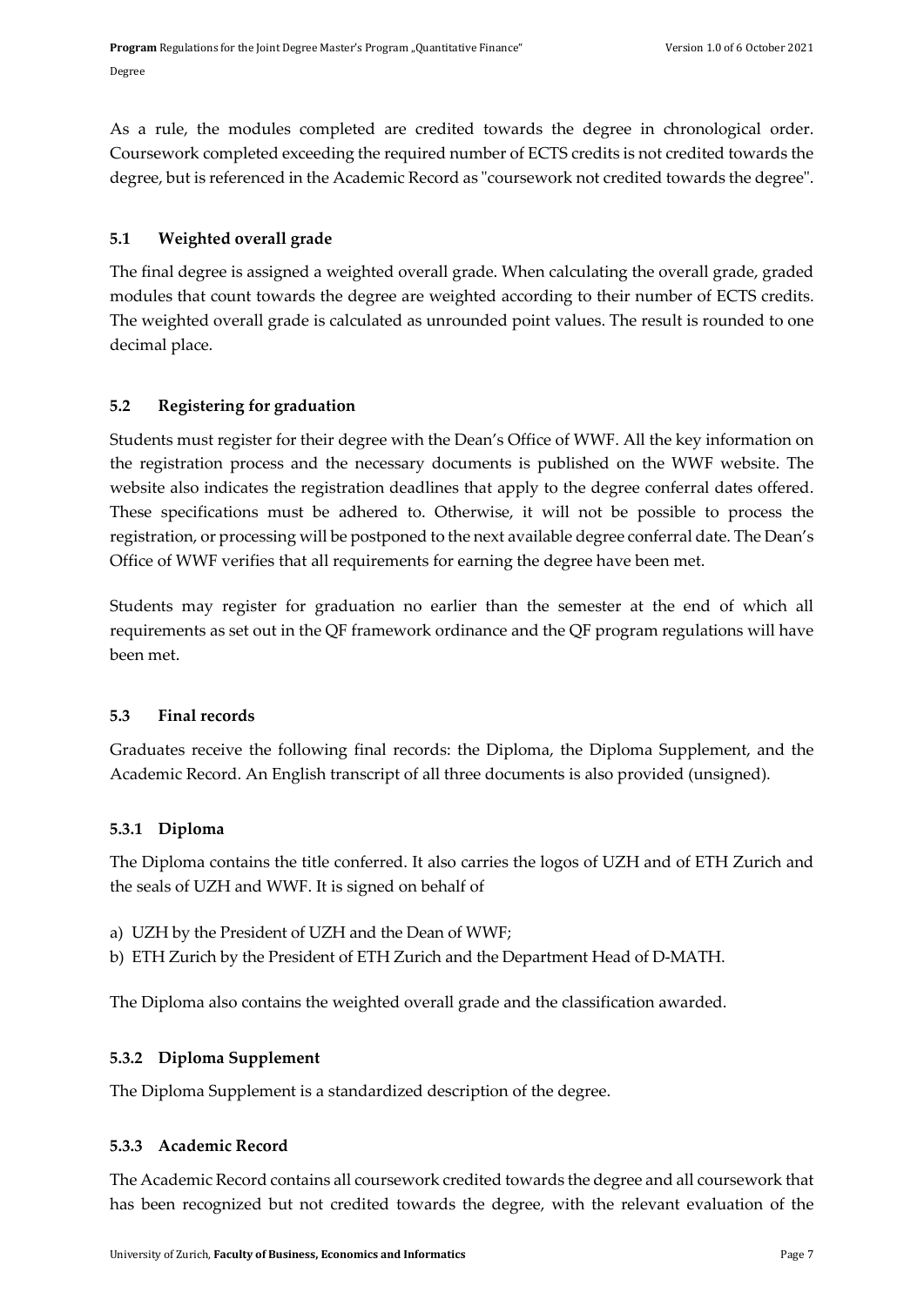As a rule, the modules completed are credited towards the degree in chronological order. Coursework completed exceeding the required number of ECTS credits is not credited towards the degree, but is referenced in the Academic Record as "coursework not credited towards the degree".

### 5.1 Weighted overall grade

The final degree is assigned a weighted overall grade. When calculating the overall grade, graded modules that count towards the degree are weighted according to their number of ECTS credits. The weighted overall grade is calculated as unrounded point values. The result is rounded to one decimal place.

### 5.2 Registering for graduation

Students must register for their degree with the Dean's Office of WWF. All the key information on the registration process and the necessary documents is published on the WWF website. The website also indicates the registration deadlines that apply to the degree conferral dates offered. These specifications must be adhered to. Otherwise, it will not be possible to process the registration, or processing will be postponed to the next available degree conferral date. The Dean's Office of WWF verifies that all requirements for earning the degree have been met.

Students may register for graduation no earlier than the semester at the end of which all requirements as set out in the QF framework ordinance and the QF program regulations will have been met.

### 5.3 Final records

Graduates receive the following final records: the Diploma, the Diploma Supplement, and the Academic Record. An English transcript of all three documents is also provided (unsigned).

#### 5.3.1 Diploma

The Diploma contains the title conferred. It also carries the logos of UZH and of ETH Zurich and the seals of UZH and WWF. It is signed on behalf of

a) UZH by the President of UZH and the Dean of WWF;
b) ETH Zurich by the President of ETH Zurich and the Department Head of D-MATH.

The Diploma also contains the weighted overall grade and the classification awarded.

#### 5.3.2 Diploma Supplement

The Diploma Supplement is a standardized description of the degree.

#### 5.3.3 Academic Record

The Academic Record contains all coursework credited towards the degree and all coursework that has been recognized but not credited towards the degree, with the relevant evaluation of the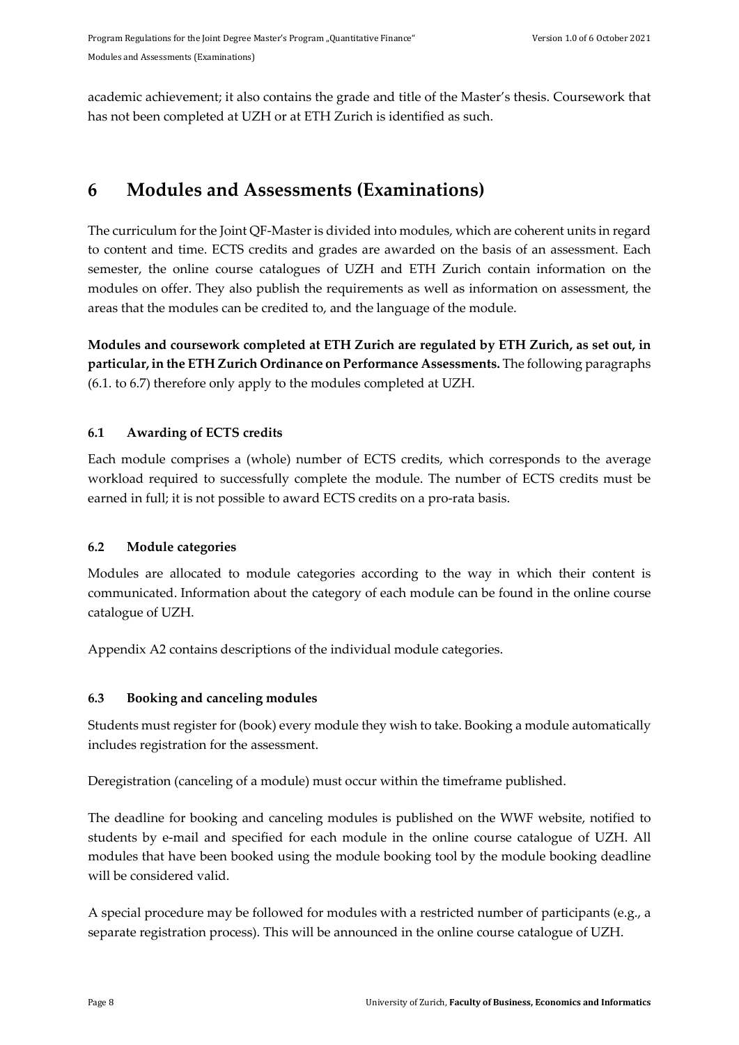academic achievement; it also contains the grade and title of the Master's thesis. Coursework that has not been completed at UZH or at ETH Zurich is identified as such.

# 6 Modules and Assessments (Examinations)

The curriculum for the Joint QF-Master is divided into modules, which are coherent units in regard to content and time. ECTS credits and grades are awarded on the basis of an assessment. Each semester, the online course catalogues of UZH and ETH Zurich contain information on the modules on offer. They also publish the requirements as well as information on assessment, the areas that the modules can be credited to, and the language of the module.

**Modules and coursework completed at ETH Zurich are regulated by ETH Zurich, as set out, in particular, in the ETH Zurich Ordinance on Performance Assessments.** The following paragraphs (6.1. to 6.7) therefore only apply to the modules completed at UZH.

### 6.1 Awarding of ECTS credits

Each module comprises a (whole) number of ECTS credits, which corresponds to the average workload required to successfully complete the module. The number of ECTS credits must be earned in full; it is not possible to award ECTS credits on a pro-rata basis.

### 6.2 Module categories

Modules are allocated to module categories according to the way in which their content is communicated. Information about the category of each module can be found in the online course catalogue of UZH.

Appendix A2 contains descriptions of the individual module categories.

### 6.3 Booking and canceling modules

Students must register for (book) every module they wish to take. Booking a module automatically includes registration for the assessment.

Deregistration (canceling of a module) must occur within the timeframe published.

The deadline for booking and canceling modules is published on the WWF website, notified to students by e-mail and specified for each module in the online course catalogue of UZH. All modules that have been booked using the module booking tool by the module booking deadline will be considered valid.

A special procedure may be followed for modules with a restricted number of participants (e.g., a separate registration process). This will be announced in the online course catalogue of UZH.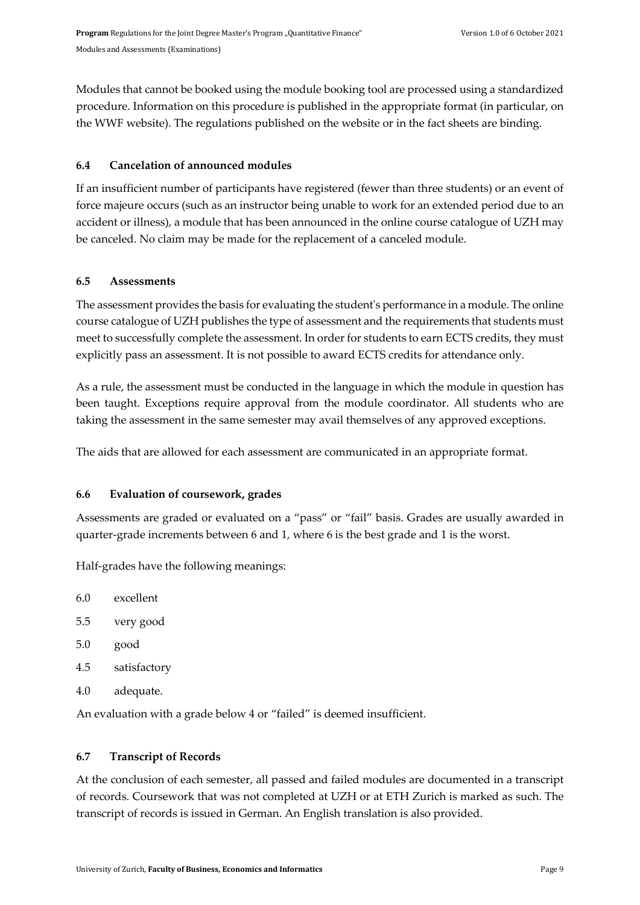Modules that cannot be booked using the module booking tool are processed using a standardized procedure. Information on this procedure is published in the appropriate format (in particular, on the WWF website). The regulations published on the website or in the fact sheets are binding.

### 6.4 Cancelation of announced modules

If an insufficient number of participants have registered (fewer than three students) or an event of force majeure occurs (such as an instructor being unable to work for an extended period due to an accident or illness), a module that has been announced in the online course catalogue of UZH may be canceled. No claim may be made for the replacement of a canceled module.

### 6.5 Assessments

The assessment provides the basis for evaluating the student's performance in a module. The online course catalogue of UZH publishes the type of assessment and the requirements that students must meet to successfully complete the assessment. In order for students to earn ECTS credits, they must explicitly pass an assessment. It is not possible to award ECTS credits for attendance only.

As a rule, the assessment must be conducted in the language in which the module in question has been taught. Exceptions require approval from the module coordinator. All students who are taking the assessment in the same semester may avail themselves of any approved exceptions.

The aids that are allowed for each assessment are communicated in an appropriate format.

### 6.6 Evaluation of coursework, grades

Assessments are graded or evaluated on a "pass" or "fail" basis. Grades are usually awarded in quarter-grade increments between 6 and 1, where 6 is the best grade and 1 is the worst.

Half-grades have the following meanings:

- 6.0 excellent
- 5.5 very good
- 5.0 good
- 4.5 satisfactory
- 4.0 adequate.

An evaluation with a grade below 4 or "failed" is deemed insufficient.

### 6.7 Transcript of Records

At the conclusion of each semester, all passed and failed modules are documented in a transcript of records. Coursework that was not completed at UZH or at ETH Zurich is marked as such. The transcript of records is issued in German. An English translation is also provided.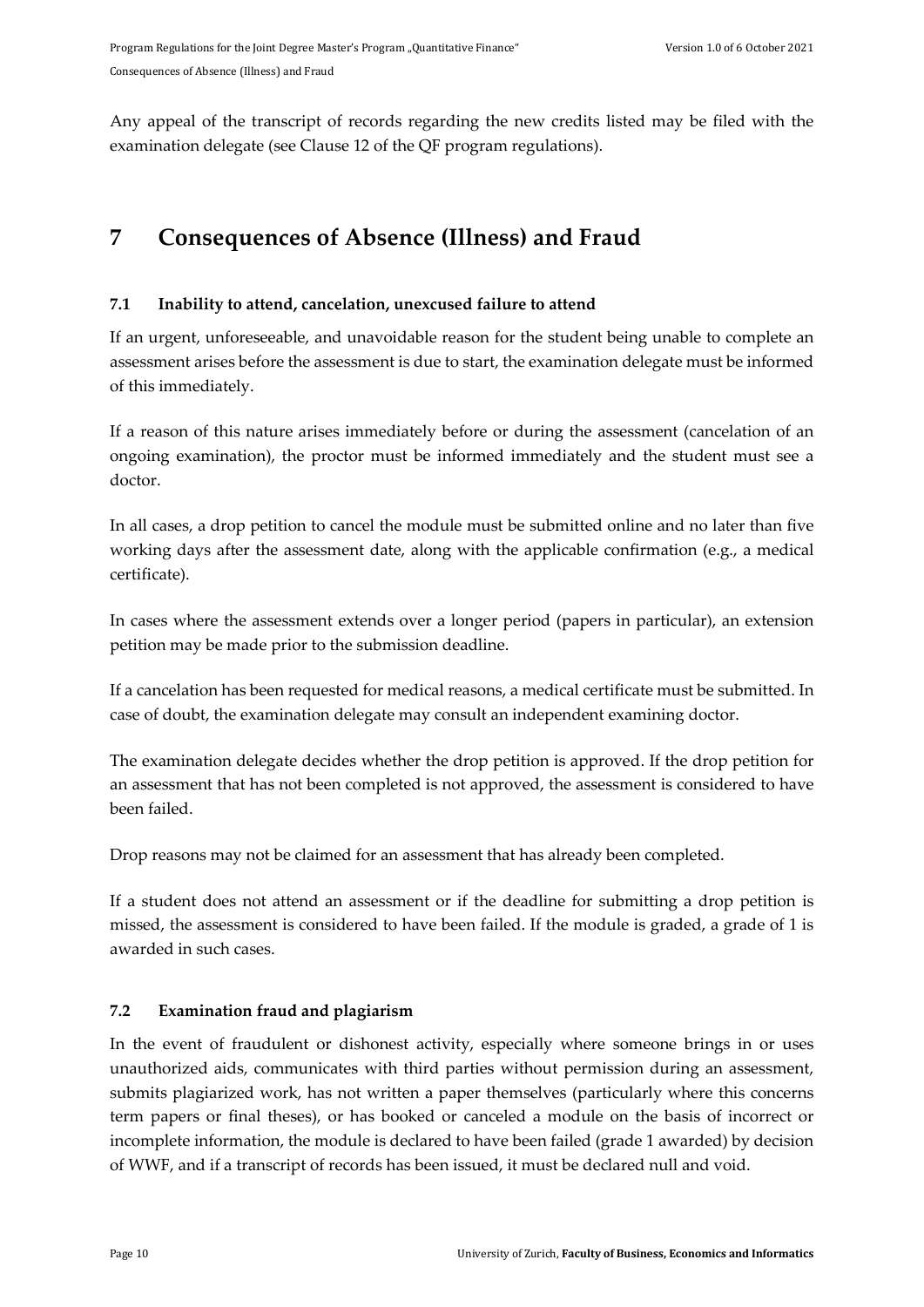Any appeal of the transcript of records regarding the new credits listed may be filed with the examination delegate (see Clause 12 of the QF program regulations).

# 7 Consequences of Absence (Illness) and Fraud

### 7.1 Inability to attend, cancelation, unexcused failure to attend

If an urgent, unforeseeable, and unavoidable reason for the student being unable to complete an assessment arises before the assessment is due to start, the examination delegate must be informed of this immediately.

If a reason of this nature arises immediately before or during the assessment (cancelation of an ongoing examination), the proctor must be informed immediately and the student must see a doctor.

In all cases, a drop petition to cancel the module must be submitted online and no later than five working days after the assessment date, along with the applicable confirmation (e.g., a medical certificate).

In cases where the assessment extends over a longer period (papers in particular), an extension petition may be made prior to the submission deadline.

If a cancelation has been requested for medical reasons, a medical certificate must be submitted. In case of doubt, the examination delegate may consult an independent examining doctor.

The examination delegate decides whether the drop petition is approved. If the drop petition for an assessment that has not been completed is not approved, the assessment is considered to have been failed.

Drop reasons may not be claimed for an assessment that has already been completed.

If a student does not attend an assessment or if the deadline for submitting a drop petition is missed, the assessment is considered to have been failed. If the module is graded, a grade of 1 is awarded in such cases.

### 7.2 Examination fraud and plagiarism

In the event of fraudulent or dishonest activity, especially where someone brings in or uses unauthorized aids, communicates with third parties without permission during an assessment, submits plagiarized work, has not written a paper themselves (particularly where this concerns term papers or final theses), or has booked or canceled a module on the basis of incorrect or incomplete information, the module is declared to have been failed (grade 1 awarded) by decision of WWF, and if a transcript of records has been issued, it must be declared null and void.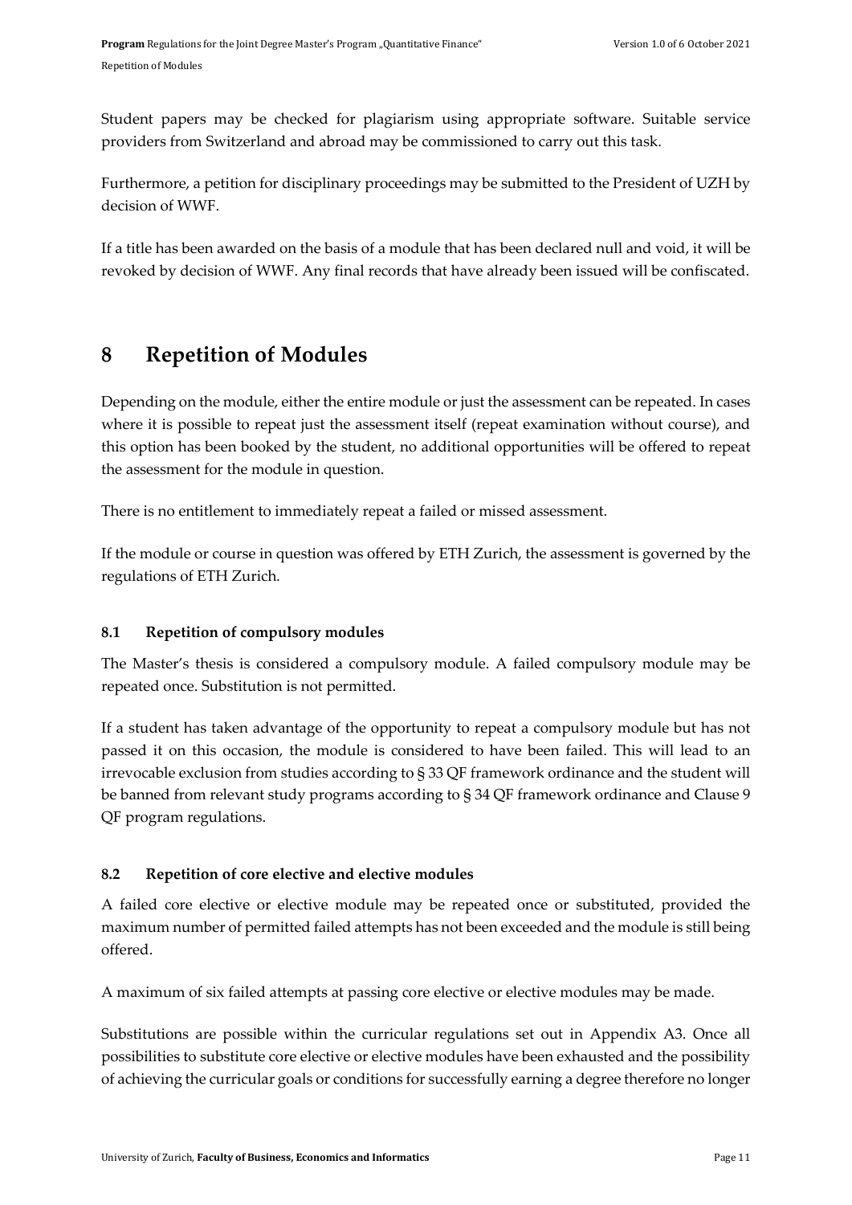Student papers may be checked for plagiarism using appropriate software. Suitable service providers from Switzerland and abroad may be commissioned to carry out this task.

Furthermore, a petition for disciplinary proceedings may be submitted to the President of UZH by decision of WWF.

If a title has been awarded on the basis of a module that has been declared null and void, it will be revoked by decision of WWF. Any final records that have already been issued will be confiscated.

# 8 Repetition of Modules

Depending on the module, either the entire module or just the assessment can be repeated. In cases where it is possible to repeat just the assessment itself (repeat examination without course), and this option has been booked by the student, no additional opportunities will be offered to repeat the assessment for the module in question.

There is no entitlement to immediately repeat a failed or missed assessment.

If the module or course in question was offered by ETH Zurich, the assessment is governed by the regulations of ETH Zurich.

## 8.1 Repetition of compulsory modules

The Master's thesis is considered a compulsory module. A failed compulsory module may be repeated once. Substitution is not permitted.

If a student has taken advantage of the opportunity to repeat a compulsory module but has not passed it on this occasion, the module is considered to have been failed. This will lead to an irrevocable exclusion from studies according to § 33 QF framework ordinance and the student will be banned from relevant study programs according to § 34 QF framework ordinance and Clause 9 QF program regulations.

## 8.2 Repetition of core elective and elective modules

A failed core elective or elective module may be repeated once or substituted, provided the maximum number of permitted failed attempts has not been exceeded and the module is still being offered.

A maximum of six failed attempts at passing core elective or elective modules may be made.

Substitutions are possible within the curricular regulations set out in Appendix A3. Once all possibilities to substitute core elective or elective modules have been exhausted and the possibility of achieving the curricular goals or conditions for successfully earning a degree therefore no longer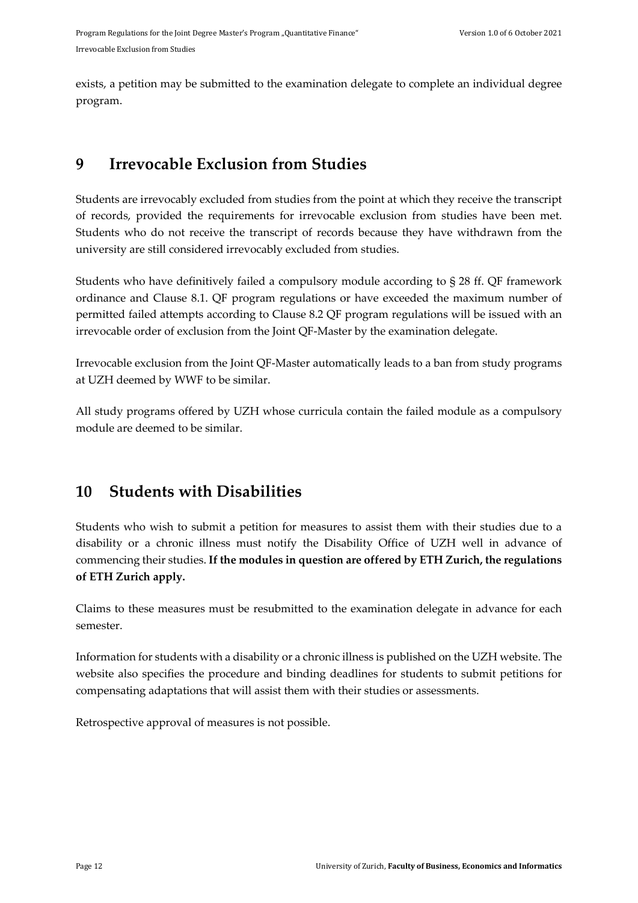exists, a petition may be submitted to the examination delegate to complete an individual degree program.

# 9 Irrevocable Exclusion from Studies

Students are irrevocably excluded from studies from the point at which they receive the transcript of records, provided the requirements for irrevocable exclusion from studies have been met. Students who do not receive the transcript of records because they have withdrawn from the university are still considered irrevocably excluded from studies.

Students who have definitively failed a compulsory module according to § 28 ff. QF framework ordinance and Clause 8.1. QF program regulations or have exceeded the maximum number of permitted failed attempts according to Clause 8.2 QF program regulations will be issued with an irrevocable order of exclusion from the Joint QF-Master by the examination delegate.

Irrevocable exclusion from the Joint QF-Master automatically leads to a ban from study programs at UZH deemed by WWF to be similar.

All study programs offered by UZH whose curricula contain the failed module as a compulsory module are deemed to be similar.

# 10 Students with Disabilities

Students who wish to submit a petition for measures to assist them with their studies due to a disability or a chronic illness must notify the Disability Office of UZH well in advance of commencing their studies. **If the modules in question are offered by ETH Zurich, the regulations of ETH Zurich apply.**

Claims to these measures must be resubmitted to the examination delegate in advance for each semester.

Information for students with a disability or a chronic illness is published on the UZH website. The website also specifies the procedure and binding deadlines for students to submit petitions for compensating adaptations that will assist them with their studies or assessments.

Retrospective approval of measures is not possible.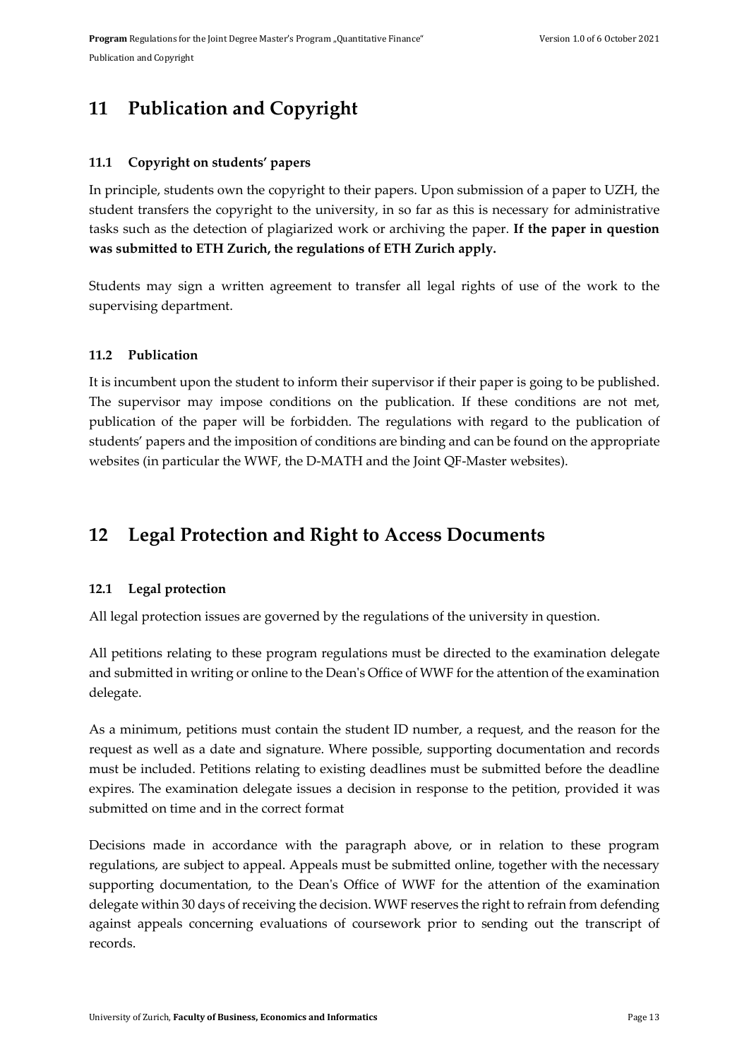# 11 Publication and Copyright

### 11.1 Copyright on students' papers

In principle, students own the copyright to their papers. Upon submission of a paper to UZH, the student transfers the copyright to the university, in so far as this is necessary for administrative tasks such as the detection of plagiarized work or archiving the paper. **If the paper in question was submitted to ETH Zurich, the regulations of ETH Zurich apply.**

Students may sign a written agreement to transfer all legal rights of use of the work to the supervising department.

### 11.2 Publication

It is incumbent upon the student to inform their supervisor if their paper is going to be published. The supervisor may impose conditions on the publication. If these conditions are not met, publication of the paper will be forbidden. The regulations with regard to the publication of students' papers and the imposition of conditions are binding and can be found on the appropriate websites (in particular the WWF, the D-MATH and the Joint QF-Master websites).

# 12 Legal Protection and Right to Access Documents

### 12.1 Legal protection

All legal protection issues are governed by the regulations of the university in question.

All petitions relating to these program regulations must be directed to the examination delegate and submitted in writing or online to the Dean's Office of WWF for the attention of the examination delegate.

As a minimum, petitions must contain the student ID number, a request, and the reason for the request as well as a date and signature. Where possible, supporting documentation and records must be included. Petitions relating to existing deadlines must be submitted before the deadline expires. The examination delegate issues a decision in response to the petition, provided it was submitted on time and in the correct format

Decisions made in accordance with the paragraph above, or in relation to these program regulations, are subject to appeal. Appeals must be submitted online, together with the necessary supporting documentation, to the Dean's Office of WWF for the attention of the examination delegate within 30 days of receiving the decision. WWF reserves the right to refrain from defending against appeals concerning evaluations of coursework prior to sending out the transcript of records.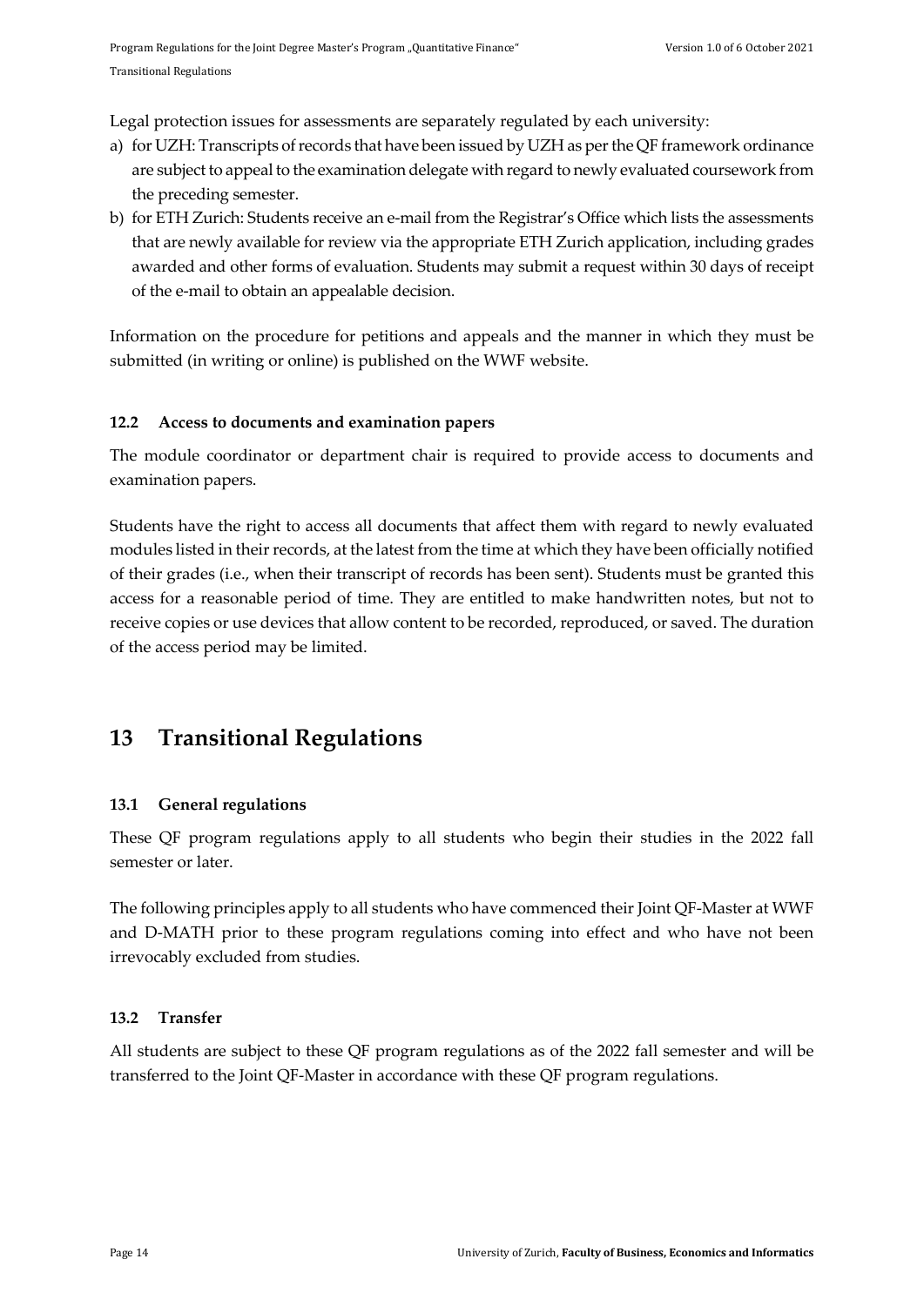Legal protection issues for assessments are separately regulated by each university:

a) for UZH: Transcripts of records that have been issued by UZH as per the QF framework ordinance are subject to appeal to the examination delegate with regard to newly evaluated coursework from the preceding semester.
b) for ETH Zurich: Students receive an e-mail from the Registrar's Office which lists the assessments that are newly available for review via the appropriate ETH Zurich application, including grades awarded and other forms of evaluation. Students may submit a request within 30 days of receipt of the e-mail to obtain an appealable decision.

Information on the procedure for petitions and appeals and the manner in which they must be submitted (in writing or online) is published on the WWF website.

### 12.2 Access to documents and examination papers

The module coordinator or department chair is required to provide access to documents and examination papers.

Students have the right to access all documents that affect them with regard to newly evaluated modules listed in their records, at the latest from the time at which they have been officially notified of their grades (i.e., when their transcript of records has been sent). Students must be granted this access for a reasonable period of time. They are entitled to make handwritten notes, but not to receive copies or use devices that allow content to be recorded, reproduced, or saved. The duration of the access period may be limited.

## 13 Transitional Regulations

### 13.1 General regulations

These QF program regulations apply to all students who begin their studies in the 2022 fall semester or later.

The following principles apply to all students who have commenced their Joint QF-Master at WWF and D-MATH prior to these program regulations coming into effect and who have not been irrevocably excluded from studies.

### 13.2 Transfer

All students are subject to these QF program regulations as of the 2022 fall semester and will be transferred to the Joint QF-Master in accordance with these QF program regulations.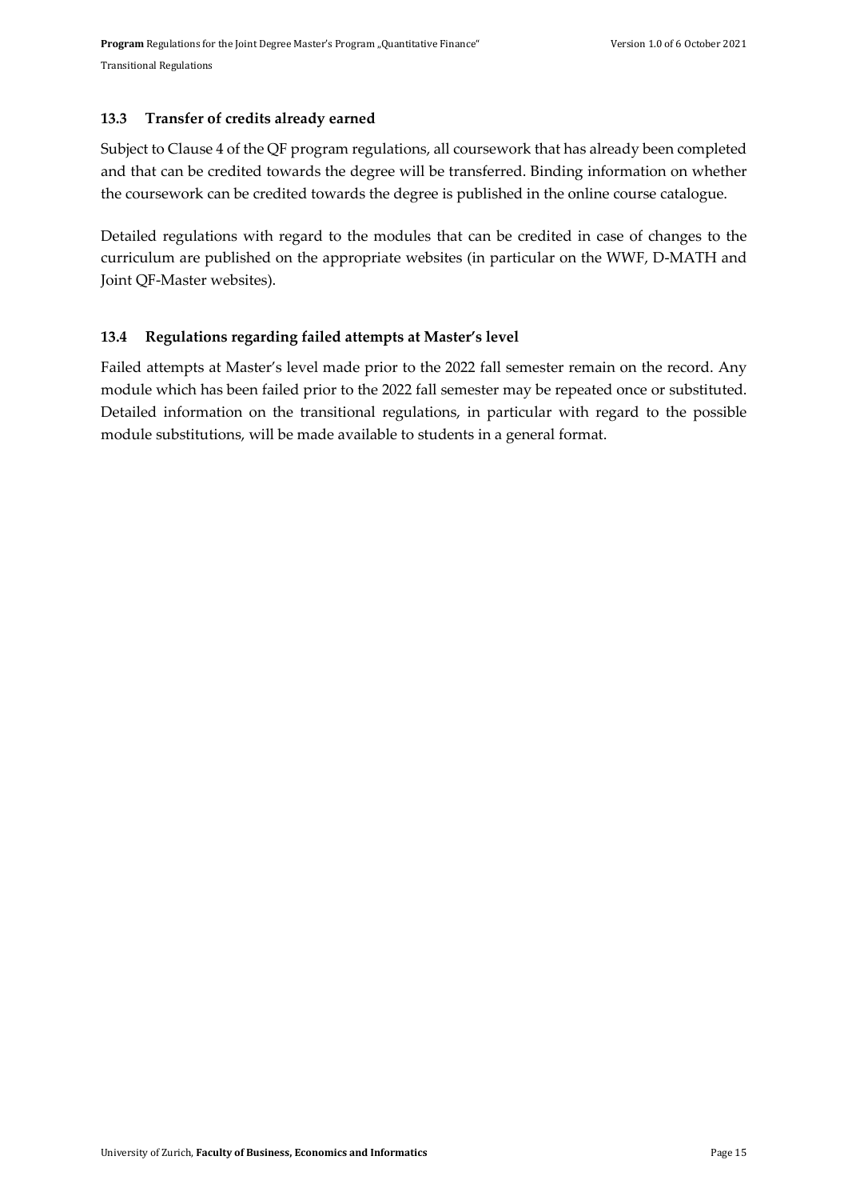### 13.3 Transfer of credits already earned

Subject to Clause 4 of the QF program regulations, all coursework that has already been completed and that can be credited towards the degree will be transferred. Binding information on whether the coursework can be credited towards the degree is published in the online course catalogue.

Detailed regulations with regard to the modules that can be credited in case of changes to the curriculum are published on the appropriate websites (in particular on the WWF, D-MATH and Joint QF-Master websites).

### 13.4 Regulations regarding failed attempts at Master's level

Failed attempts at Master's level made prior to the 2022 fall semester remain on the record. Any module which has been failed prior to the 2022 fall semester may be repeated once or substituted. Detailed information on the transitional regulations, in particular with regard to the possible module substitutions, will be made available to students in a general format.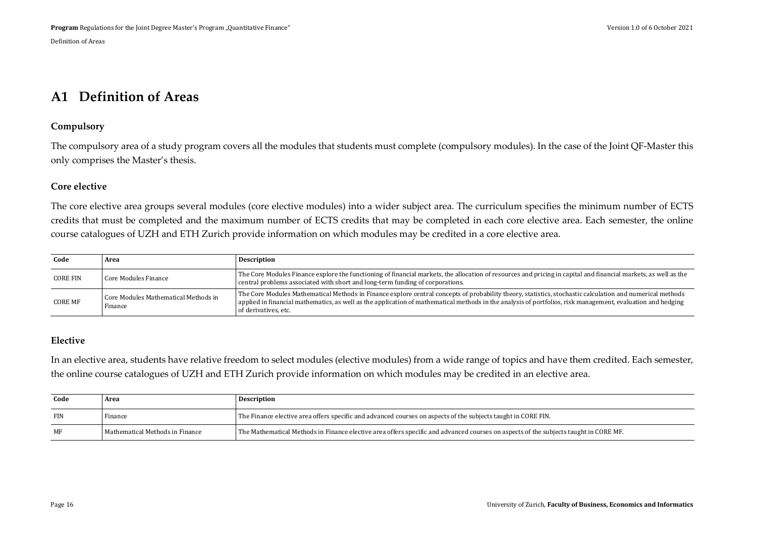# A1 Definition of Areas

### Compulsory

The compulsory area of a study program covers all the modules that students must complete (compulsory modules). In the case of the Joint QF-Master this only comprises the Master's thesis.

### Core elective

The core elective area groups several modules (core elective modules) into a wider subject area. The curriculum specifies the minimum number of ECTS credits that must be completed and the maximum number of ECTS credits that may be completed in each core elective area. Each semester, the online course catalogues of UZH and ETH Zurich provide information on which modules may be credited in a core elective area.

| Code | Area | Description |
|---|---|---|
| CORE FIN | Core Modules Finance | The Core Modules Finance explore the functioning of financial markets, the allocation of resources and pricing in capital and financial markets, as well as the central problems associated with short and long-term funding of corporations. |
| CORE MF | Core Modules Mathematical Methods in Finance | The Core Modules Mathematical Methods in Finance explore central concepts of probability theory, statistics, stochastic calculation and numerical methods applied in financial mathematics, as well as the application of mathematical methods in the analysis of portfolios, risk management, evaluation and hedging of derivatives, etc. |

### Elective

In an elective area, students have relative freedom to select modules (elective modules) from a wide range of topics and have them credited. Each semester, the online course catalogues of UZH and ETH Zurich provide information on which modules may be credited in an elective area.

| Code | Area | Description |
|---|---|---|
| FIN | Finance | The Finance elective area offers specific and advanced courses on aspects of the subjects taught in CORE FIN. |
| MF | Mathematical Methods in Finance | The Mathematical Methods in Finance elective area offers specific and advanced courses on aspects of the subjects taught in CORE MF. |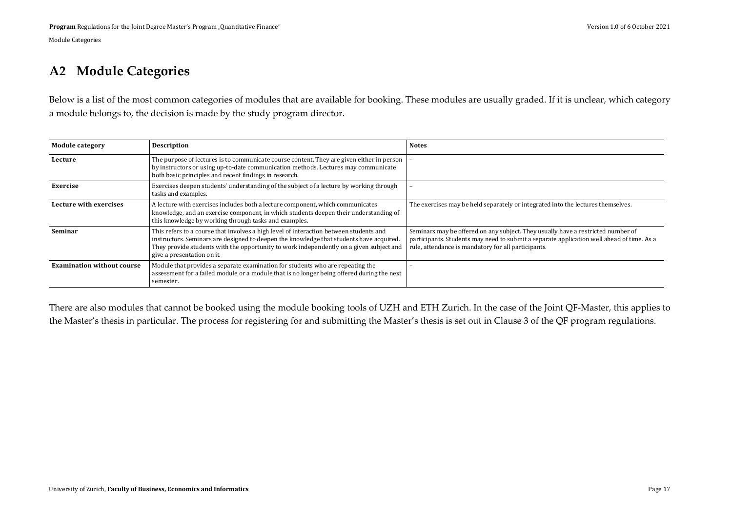## A2 Module Categories

Below is a list of the most common categories of modules that are available for booking. These modules are usually graded. If it is unclear, which category a module belongs to, the decision is made by the study program director.

| Module category | Description | Notes |
| --- | --- | --- |
| **Lecture** | The purpose of lectures is to communicate course content. They are given either in person by instructors or using up-to-date communication methods. Lectures may communicate both basic principles and recent findings in research. | – |
| **Exercise** | Exercises deepen students' understanding of the subject of a lecture by working through tasks and examples. | – |
| **Lecture with exercises** | A lecture with exercises includes both a lecture component, which communicates knowledge, and an exercise component, in which students deepen their understanding of this knowledge by working through tasks and examples. | The exercises may be held separately or integrated into the lectures themselves. |
| **Seminar** | This refers to a course that involves a high level of interaction between students and instructors. Seminars are designed to deepen the knowledge that students have acquired. They provide students with the opportunity to work independently on a given subject and give a presentation on it. | Seminars may be offered on any subject. They usually have a restricted number of participants. Students may need to submit a separate application well ahead of time. As a rule, attendance is mandatory for all participants. |
| **Examination without course** | Module that provides a separate examination for students who are repeating the assessment for a failed module or a module that is no longer being offered during the next semester. | – |

There are also modules that cannot be booked using the module booking tools of UZH and ETH Zurich. In the case of the Joint QF-Master, this applies to the Master's thesis in particular. The process for registering for and submitting the Master's thesis is set out in Clause 3 of the QF program regulations.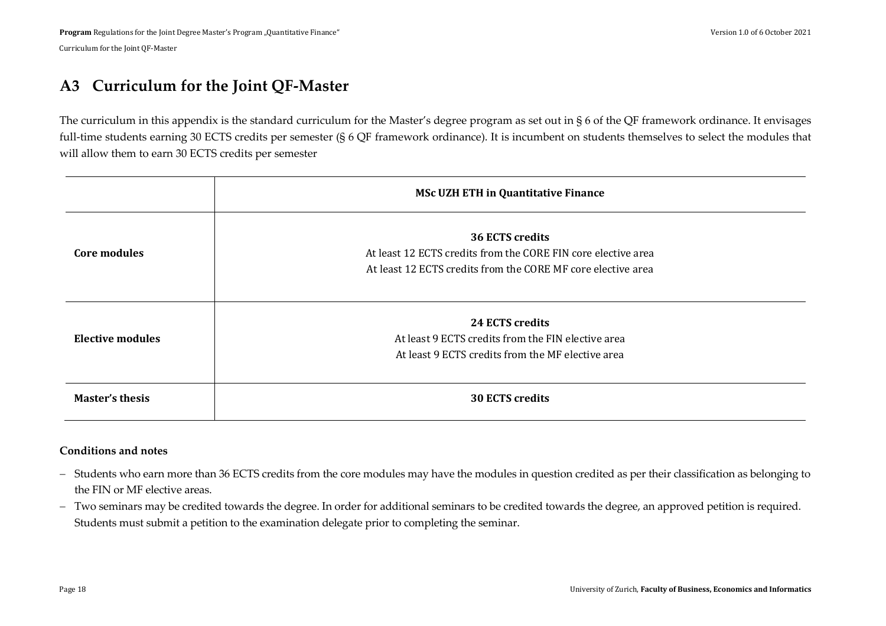## A3 Curriculum for the Joint QF-Master

The curriculum in this appendix is the standard curriculum for the Master's degree program as set out in § 6 of the QF framework ordinance. It envisages full-time students earning 30 ECTS credits per semester (§ 6 QF framework ordinance). It is incumbent on students themselves to select the modules that will allow them to earn 30 ECTS credits per semester

| | **MSc UZH ETH in Quantitative Finance** |
|---|---|
| **Core modules** | **36 ECTS credits**<br>At least 12 ECTS credits from the CORE FIN core elective area<br>At least 12 ECTS credits from the CORE MF core elective area |
| **Elective modules** | **24 ECTS credits**<br>At least 9 ECTS credits from the FIN elective area<br>At least 9 ECTS credits from the MF elective area |
| **Master's thesis** | **30 ECTS credits** |

**Conditions and notes**

– Students who earn more than 36 ECTS credits from the core modules may have the modules in question credited as per their classification as belonging to the FIN or MF elective areas.

– Two seminars may be credited towards the degree. In order for additional seminars to be credited towards the degree, an approved petition is required. Students must submit a petition to the examination delegate prior to completing the seminar.